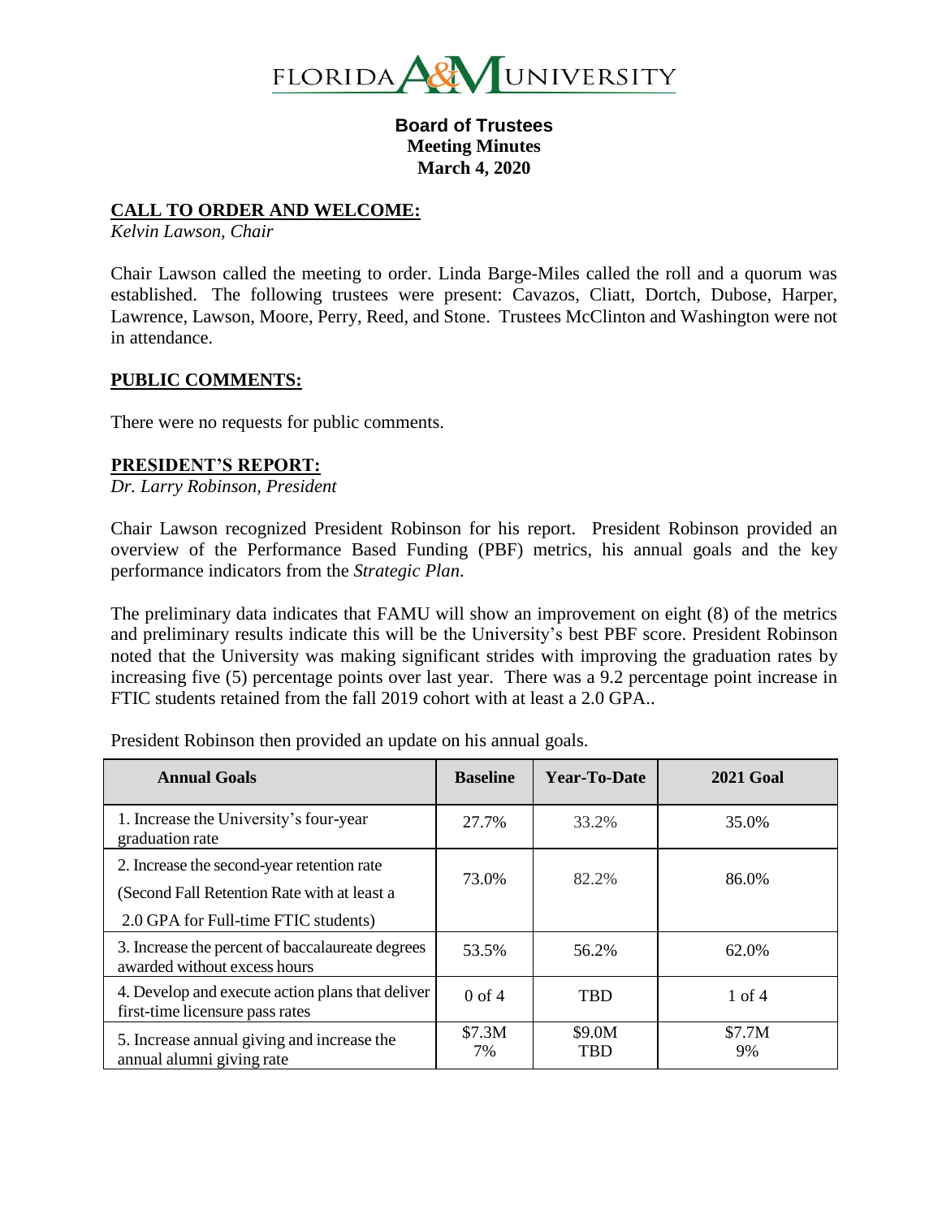FLORIDA A&M UNIVERSITY

# Board of Trustees
## Meeting Minutes
## March 4, 2020

**CALL TO ORDER AND WELCOME:**

*Kelvin Lawson, Chair*

Chair Lawson called the meeting to order. Linda Barge-Miles called the roll and a quorum was established. The following trustees were present: Cavazos, Cliatt, Dortch, Dubose, Harper, Lawrence, Lawson, Moore, Perry, Reed, and Stone. Trustees McClinton and Washington were not in attendance.

**PUBLIC COMMENTS:**

There were no requests for public comments.

**PRESIDENT'S REPORT:**

*Dr. Larry Robinson, President*

Chair Lawson recognized President Robinson for his report. President Robinson provided an overview of the Performance Based Funding (PBF) metrics, his annual goals and the key performance indicators from the *Strategic Plan*.

The preliminary data indicates that FAMU will show an improvement on eight (8) of the metrics and preliminary results indicate this will be the University's best PBF score. President Robinson noted that the University was making significant strides with improving the graduation rates by increasing five (5) percentage points over last year. There was a 9.2 percentage point increase in FTIC students retained from the fall 2019 cohort with at least a 2.0 GPA..

President Robinson then provided an update on his annual goals.

| Annual Goals | Baseline | Year-To-Date | 2021 Goal |
|---|---|---|---|
| 1. Increase the University's four-year graduation rate | 27.7% | 33.2% | 35.0% |
| 2. Increase the second-year retention rate (Second Fall Retention Rate with at least a 2.0 GPA for Full-time FTIC students) | 73.0% | 82.2% | 86.0% |
| 3. Increase the percent of baccalaureate degrees awarded without excess hours | 53.5% | 56.2% | 62.0% |
| 4. Develop and execute action plans that deliver first-time licensure pass rates | 0 of 4 | TBD | 1 of 4 |
| 5. Increase annual giving and increase the annual alumni giving rate | \$7.3M<br>7% | \$9.0M<br>TBD | \$7.7M<br>9% |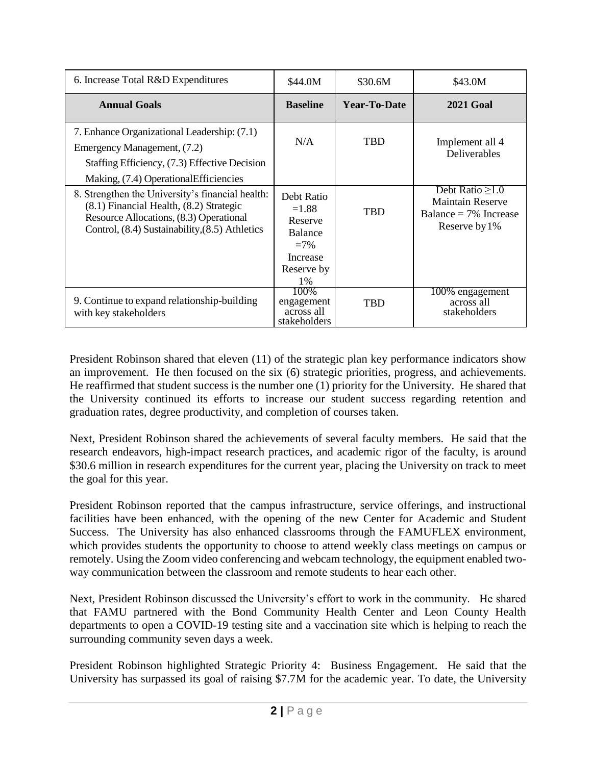| 6. Increase Total R&D Expenditures | $44.0M | $30.6M | $43.0M |
|---|---|---|---|
| **Annual Goals** | **Baseline** | **Year-To-Date** | **2021 Goal** |
| 7. Enhance Organizational Leadership: (7.1) Emergency Management, (7.2) Staffing Efficiency, (7.3) Effective Decision Making, (7.4) OperationalEfficiencies | N/A | TBD | Implement all 4 Deliverables |
| 8. Strengthen the University's financial health: (8.1) Financial Health, (8.2) Strategic Resource Allocations, (8.3) Operational Control, (8.4) Sustainability,(8.5) Athletics | Debt Ratio =1.88 Reserve Balance =7% Increase Reserve by 1% | TBD | Debt Ratio ≥1.0 Maintain Reserve Balance = 7% Increase Reserve by 1% |
| 9. Continue to expand relationship-building with key stakeholders | 100% engagement across all stakeholders | TBD | 100% engagement across all stakeholders |

President Robinson shared that eleven (11) of the strategic plan key performance indicators show an improvement. He then focused on the six (6) strategic priorities, progress, and achievements. He reaffirmed that student success is the number one (1) priority for the University. He shared that the University continued its efforts to increase our student success regarding retention and graduation rates, degree productivity, and completion of courses taken.

Next, President Robinson shared the achievements of several faculty members. He said that the research endeavors, high-impact research practices, and academic rigor of the faculty, is around $30.6 million in research expenditures for the current year, placing the University on track to meet the goal for this year.

President Robinson reported that the campus infrastructure, service offerings, and instructional facilities have been enhanced, with the opening of the new Center for Academic and Student Success. The University has also enhanced classrooms through the FAMUFLEX environment, which provides students the opportunity to choose to attend weekly class meetings on campus or remotely. Using the Zoom video conferencing and webcam technology, the equipment enabled two-way communication between the classroom and remote students to hear each other.

Next, President Robinson discussed the University's effort to work in the community. He shared that FAMU partnered with the Bond Community Health Center and Leon County Health departments to open a COVID-19 testing site and a vaccination site which is helping to reach the surrounding community seven days a week.

President Robinson highlighted Strategic Priority 4: Business Engagement. He said that the University has surpassed its goal of raising $7.7M for the academic year. To date, the University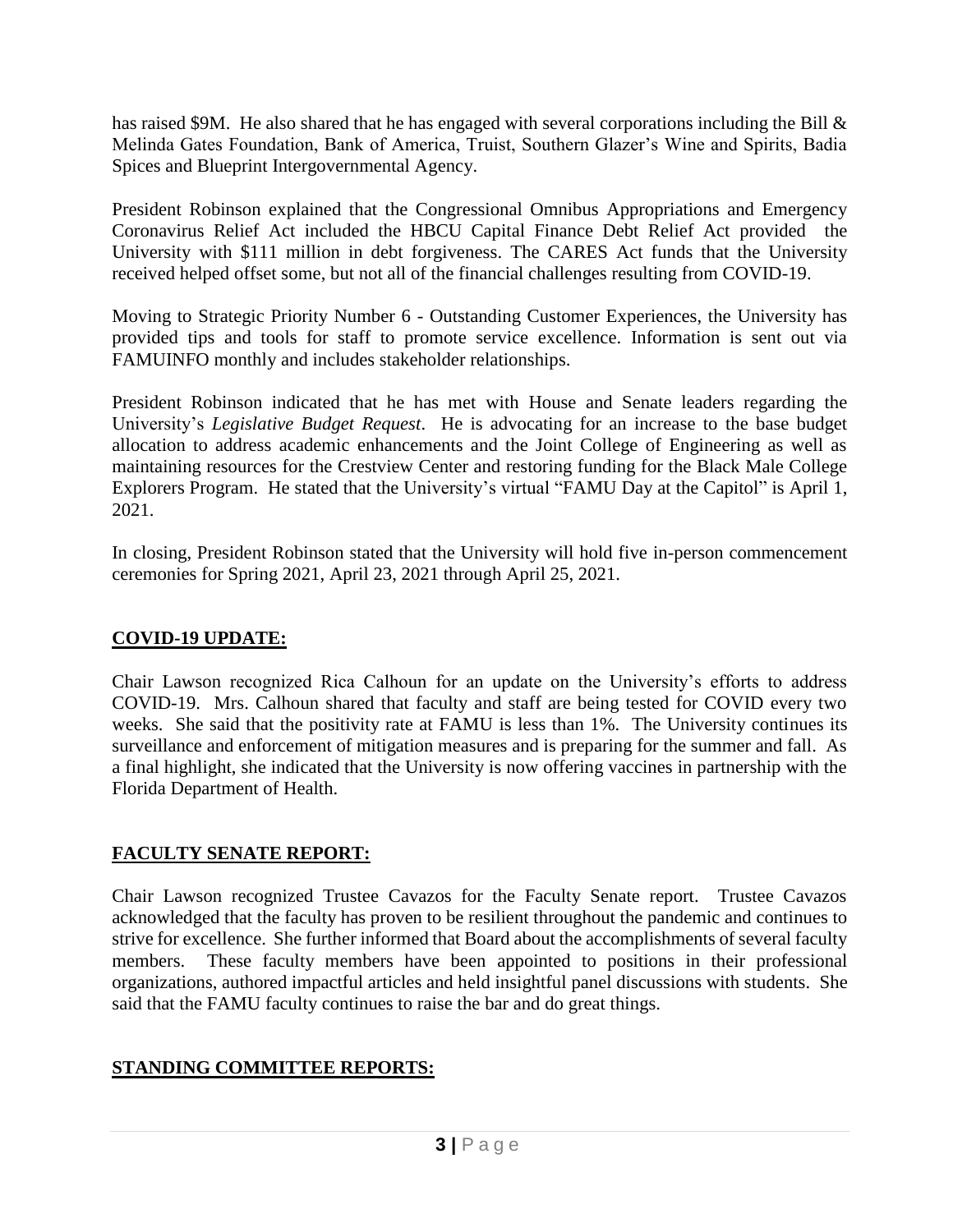has raised $9M. He also shared that he has engaged with several corporations including the Bill & Melinda Gates Foundation, Bank of America, Truist, Southern Glazer's Wine and Spirits, Badia Spices and Blueprint Intergovernmental Agency.

President Robinson explained that the Congressional Omnibus Appropriations and Emergency Coronavirus Relief Act included the HBCU Capital Finance Debt Relief Act provided the University with $111 million in debt forgiveness. The CARES Act funds that the University received helped offset some, but not all of the financial challenges resulting from COVID-19.

Moving to Strategic Priority Number 6 - Outstanding Customer Experiences, the University has provided tips and tools for staff to promote service excellence. Information is sent out via FAMUINFO monthly and includes stakeholder relationships.

President Robinson indicated that he has met with House and Senate leaders regarding the University's *Legislative Budget Request*. He is advocating for an increase to the base budget allocation to address academic enhancements and the Joint College of Engineering as well as maintaining resources for the Crestview Center and restoring funding for the Black Male College Explorers Program. He stated that the University's virtual "FAMU Day at the Capitol" is April 1, 2021.

In closing, President Robinson stated that the University will hold five in-person commencement ceremonies for Spring 2021, April 23, 2021 through April 25, 2021.

## COVID-19 UPDATE:

Chair Lawson recognized Rica Calhoun for an update on the University's efforts to address COVID-19. Mrs. Calhoun shared that faculty and staff are being tested for COVID every two weeks. She said that the positivity rate at FAMU is less than 1%. The University continues its surveillance and enforcement of mitigation measures and is preparing for the summer and fall. As a final highlight, she indicated that the University is now offering vaccines in partnership with the Florida Department of Health.

## FACULTY SENATE REPORT:

Chair Lawson recognized Trustee Cavazos for the Faculty Senate report. Trustee Cavazos acknowledged that the faculty has proven to be resilient throughout the pandemic and continues to strive for excellence. She further informed that Board about the accomplishments of several faculty members. These faculty members have been appointed to positions in their professional organizations, authored impactful articles and held insightful panel discussions with students. She said that the FAMU faculty continues to raise the bar and do great things.

## STANDING COMMITTEE REPORTS: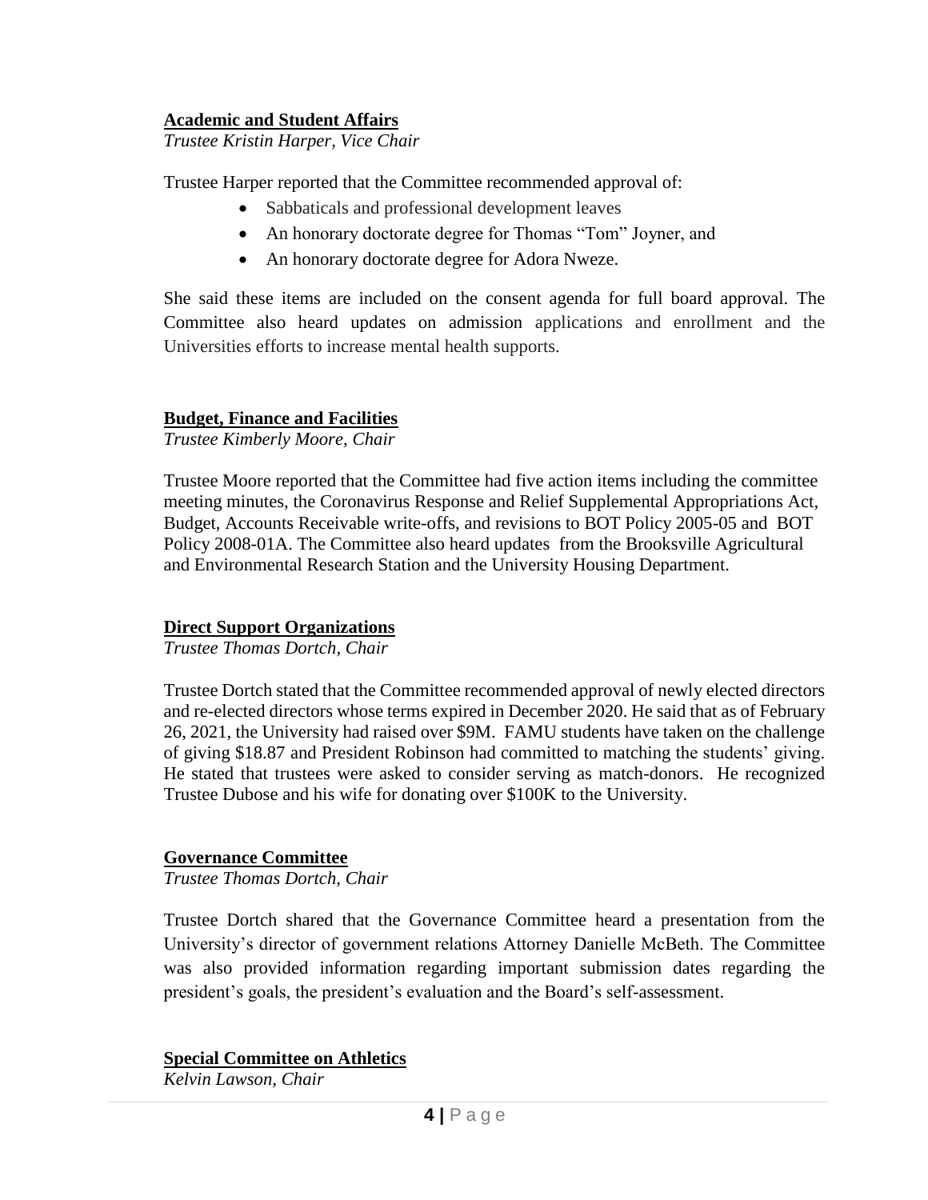**Academic and Student Affairs**
*Trustee Kristin Harper, Vice Chair*

Trustee Harper reported that the Committee recommended approval of:

- Sabbaticals and professional development leaves
- An honorary doctorate degree for Thomas "Tom" Joyner, and
- An honorary doctorate degree for Adora Nweze.

She said these items are included on the consent agenda for full board approval. The Committee also heard updates on admission applications and enrollment and the Universities efforts to increase mental health supports.

**Budget, Finance and Facilities**
*Trustee Kimberly Moore, Chair*

Trustee Moore reported that the Committee had five action items including the committee meeting minutes, the Coronavirus Response and Relief Supplemental Appropriations Act, Budget, Accounts Receivable write-offs, and revisions to BOT Policy 2005-05 and BOT Policy 2008-01A. The Committee also heard updates from the Brooksville Agricultural and Environmental Research Station and the University Housing Department.

**Direct Support Organizations**
*Trustee Thomas Dortch, Chair*

Trustee Dortch stated that the Committee recommended approval of newly elected directors and re-elected directors whose terms expired in December 2020. He said that as of February 26, 2021, the University had raised over $9M. FAMU students have taken on the challenge of giving $18.87 and President Robinson had committed to matching the students' giving. He stated that trustees were asked to consider serving as match-donors. He recognized Trustee Dubose and his wife for donating over $100K to the University.

**Governance Committee**
*Trustee Thomas Dortch, Chair*

Trustee Dortch shared that the Governance Committee heard a presentation from the University's director of government relations Attorney Danielle McBeth. The Committee was also provided information regarding important submission dates regarding the president's goals, the president's evaluation and the Board's self-assessment.

**Special Committee on Athletics**
*Kelvin Lawson, Chair*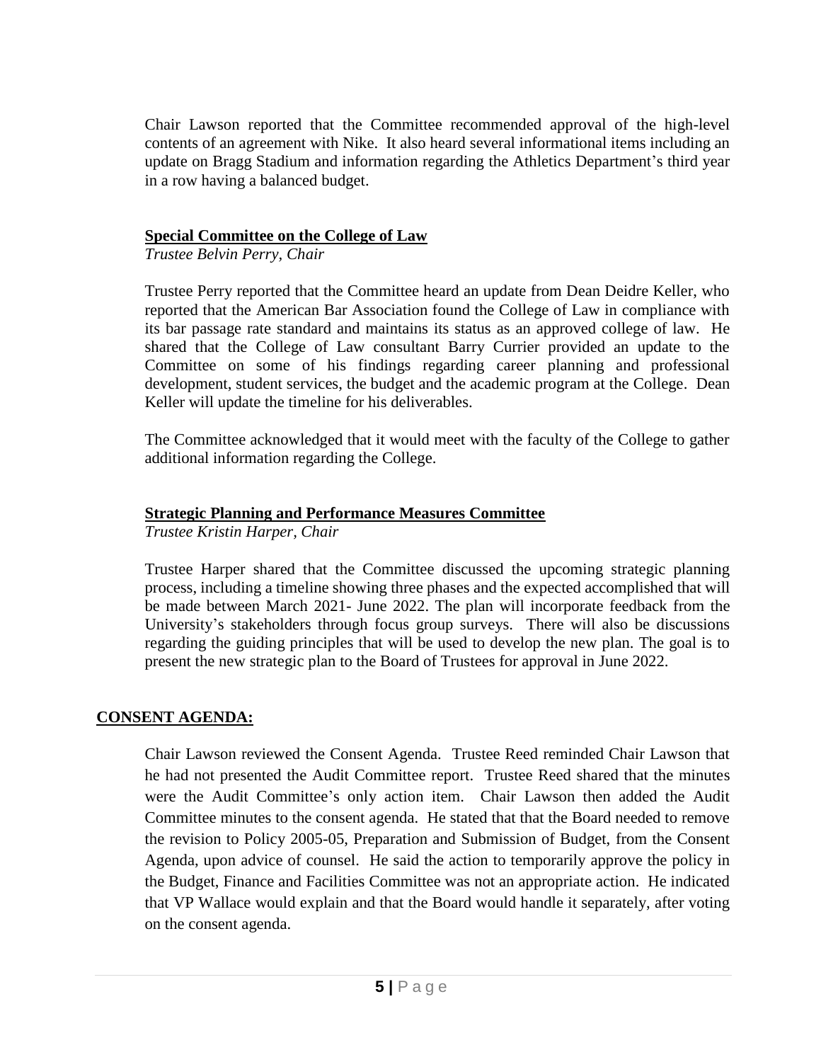Chair Lawson reported that the Committee recommended approval of the high-level contents of an agreement with Nike. It also heard several informational items including an update on Bragg Stadium and information regarding the Athletics Department's third year in a row having a balanced budget.

**Special Committee on the College of Law**

*Trustee Belvin Perry, Chair*

Trustee Perry reported that the Committee heard an update from Dean Deidre Keller, who reported that the American Bar Association found the College of Law in compliance with its bar passage rate standard and maintains its status as an approved college of law. He shared that the College of Law consultant Barry Currier provided an update to the Committee on some of his findings regarding career planning and professional development, student services, the budget and the academic program at the College. Dean Keller will update the timeline for his deliverables.

The Committee acknowledged that it would meet with the faculty of the College to gather additional information regarding the College.

**Strategic Planning and Performance Measures Committee**

*Trustee Kristin Harper, Chair*

Trustee Harper shared that the Committee discussed the upcoming strategic planning process, including a timeline showing three phases and the expected accomplished that will be made between March 2021- June 2022. The plan will incorporate feedback from the University's stakeholders through focus group surveys. There will also be discussions regarding the guiding principles that will be used to develop the new plan. The goal is to present the new strategic plan to the Board of Trustees for approval in June 2022.

## CONSENT AGENDA:

Chair Lawson reviewed the Consent Agenda. Trustee Reed reminded Chair Lawson that he had not presented the Audit Committee report. Trustee Reed shared that the minutes were the Audit Committee's only action item. Chair Lawson then added the Audit Committee minutes to the consent agenda. He stated that that the Board needed to remove the revision to Policy 2005-05, Preparation and Submission of Budget, from the Consent Agenda, upon advice of counsel. He said the action to temporarily approve the policy in the Budget, Finance and Facilities Committee was not an appropriate action. He indicated that VP Wallace would explain and that the Board would handle it separately, after voting on the consent agenda.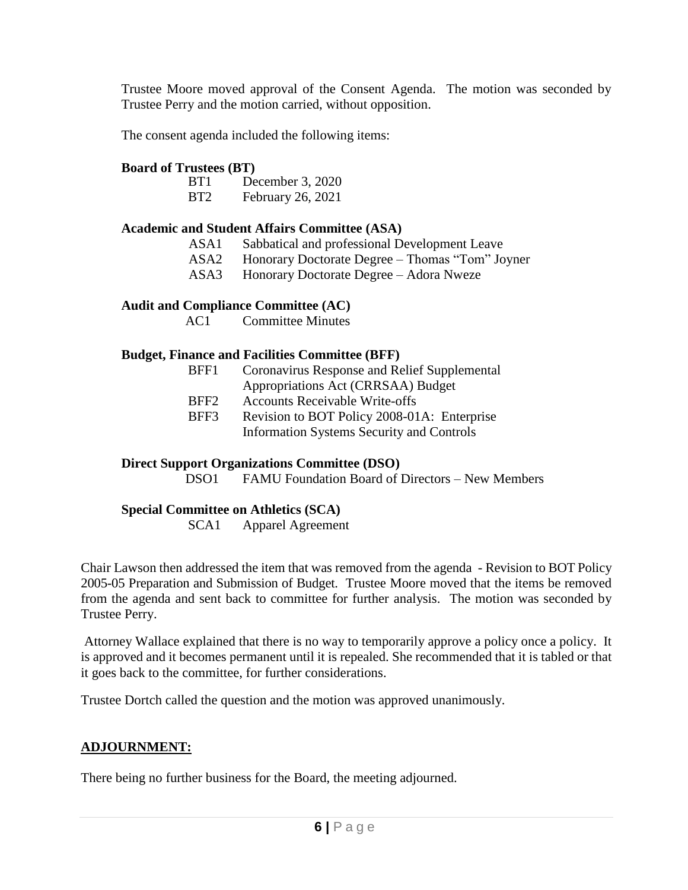Trustee Moore moved approval of the Consent Agenda. The motion was seconded by Trustee Perry and the motion carried, without opposition.

The consent agenda included the following items:

**Board of Trustees (BT)**

- BT1 December 3, 2020
- BT2 February 26, 2021

**Academic and Student Affairs Committee (ASA)**

- ASA1 Sabbatical and professional Development Leave
- ASA2 Honorary Doctorate Degree – Thomas "Tom" Joyner
- ASA3 Honorary Doctorate Degree – Adora Nweze

**Audit and Compliance Committee (AC)**

- AC1 Committee Minutes

**Budget, Finance and Facilities Committee (BFF)**

- BFF1 Coronavirus Response and Relief Supplemental Appropriations Act (CRRSAA) Budget
- BFF2 Accounts Receivable Write-offs
- BFF3 Revision to BOT Policy 2008-01A: Enterprise Information Systems Security and Controls

**Direct Support Organizations Committee (DSO)**

- DSO1 FAMU Foundation Board of Directors – New Members

**Special Committee on Athletics (SCA)**

- SCA1 Apparel Agreement

Chair Lawson then addressed the item that was removed from the agenda - Revision to BOT Policy 2005-05 Preparation and Submission of Budget. Trustee Moore moved that the items be removed from the agenda and sent back to committee for further analysis. The motion was seconded by Trustee Perry.

Attorney Wallace explained that there is no way to temporarily approve a policy once a policy. It is approved and it becomes permanent until it is repealed. She recommended that it is tabled or that it goes back to the committee, for further considerations.

Trustee Dortch called the question and the motion was approved unanimously.

## **ADJOURNMENT:**

There being no further business for the Board, the meeting adjourned.